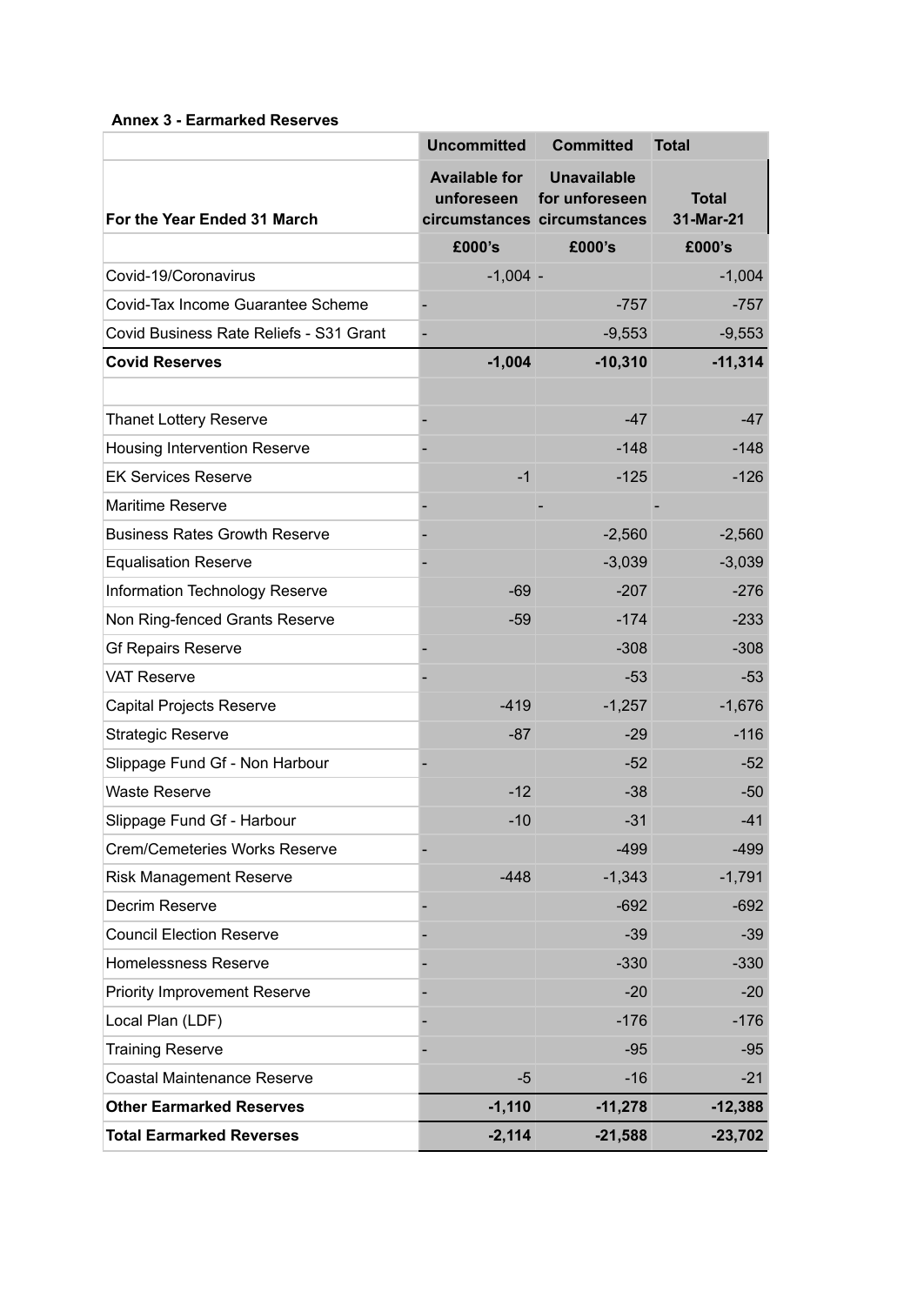**Annex 3 - Earmarked Reserves**

| | Uncommitted | Committed | Total |
|---|---|---|---|
| For the Year Ended 31 March | Available for unforeseen circumstances | Unavailable for unforeseen circumstances | Total 31-Mar-21 |
| | £000's | £000's | £000's |
| Covid-19/Coronavirus | -1,004 | - | -1,004 |
| Covid-Tax Income Guarantee Scheme | - | -757 | -757 |
| Covid Business Rate Reliefs - S31 Grant | - | -9,553 | -9,553 |
| **Covid Reserves** | **-1,004** | **-10,310** | **-11,314** |
| | | | |
| Thanet Lottery Reserve | - | -47 | -47 |
| Housing Intervention Reserve | - | -148 | -148 |
| EK Services Reserve | -1 | -125 | -126 |
| Maritime Reserve | - | - | - |
| Business Rates Growth Reserve | - | -2,560 | -2,560 |
| Equalisation Reserve | - | -3,039 | -3,039 |
| Information Technology Reserve | -69 | -207 | -276 |
| Non Ring-fenced Grants Reserve | -59 | -174 | -233 |
| Gf Repairs Reserve | - | -308 | -308 |
| VAT Reserve | - | -53 | -53 |
| Capital Projects Reserve | -419 | -1,257 | -1,676 |
| Strategic Reserve | -87 | -29 | -116 |
| Slippage Fund Gf - Non Harbour | - | -52 | -52 |
| Waste Reserve | -12 | -38 | -50 |
| Slippage Fund Gf - Harbour | -10 | -31 | -41 |
| Crem/Cemeteries Works Reserve | - | -499 | -499 |
| Risk Management Reserve | -448 | -1,343 | -1,791 |
| Decrim Reserve | - | -692 | -692 |
| Council Election Reserve | - | -39 | -39 |
| Homelessness Reserve | - | -330 | -330 |
| Priority Improvement Reserve | - | -20 | -20 |
| Local Plan (LDF) | - | -176 | -176 |
| Training Reserve | - | -95 | -95 |
| Coastal Maintenance Reserve | -5 | -16 | -21 |
| **Other Earmarked Reserves** | **-1,110** | **-11,278** | **-12,388** |
| **Total Earmarked Reverses** | **-2,114** | **-21,588** | **-23,702** |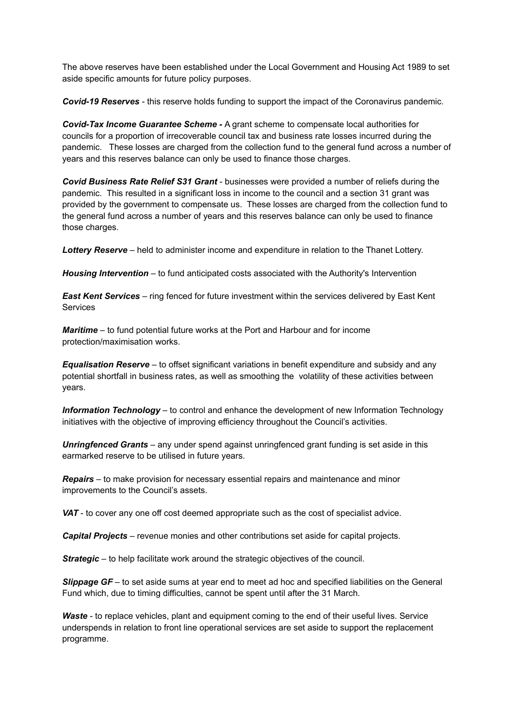The above reserves have been established under the Local Government and Housing Act 1989 to set aside specific amounts for future policy purposes.

***Covid-19 Reserves*** - this reserve holds funding to support the impact of the Coronavirus pandemic.

***Covid-Tax Income Guarantee Scheme -*** A grant scheme to compensate local authorities for councils for a proportion of irrecoverable council tax and business rate losses incurred during the pandemic. These losses are charged from the collection fund to the general fund across a number of years and this reserves balance can only be used to finance those charges.

***Covid Business Rate Relief S31 Grant*** - businesses were provided a number of reliefs during the pandemic. This resulted in a significant loss in income to the council and a section 31 grant was provided by the government to compensate us. These losses are charged from the collection fund to the general fund across a number of years and this reserves balance can only be used to finance those charges.

***Lottery Reserve*** – held to administer income and expenditure in relation to the Thanet Lottery.

***Housing Intervention*** – to fund anticipated costs associated with the Authority's Intervention

***East Kent Services*** – ring fenced for future investment within the services delivered by East Kent Services

***Maritime*** – to fund potential future works at the Port and Harbour and for income protection/maximisation works.

***Equalisation Reserve*** – to offset significant variations in benefit expenditure and subsidy and any potential shortfall in business rates, as well as smoothing the volatility of these activities between years.

***Information Technology*** – to control and enhance the development of new Information Technology initiatives with the objective of improving efficiency throughout the Council's activities.

***Unringfenced Grants*** – any under spend against unringfenced grant funding is set aside in this earmarked reserve to be utilised in future years.

***Repairs*** – to make provision for necessary essential repairs and maintenance and minor improvements to the Council's assets.

***VAT*** - to cover any one off cost deemed appropriate such as the cost of specialist advice.

***Capital Projects*** – revenue monies and other contributions set aside for capital projects.

***Strategic*** – to help facilitate work around the strategic objectives of the council.

***Slippage GF*** – to set aside sums at year end to meet ad hoc and specified liabilities on the General Fund which, due to timing difficulties, cannot be spent until after the 31 March.

***Waste*** - to replace vehicles, plant and equipment coming to the end of their useful lives. Service underspends in relation to front line operational services are set aside to support the replacement programme.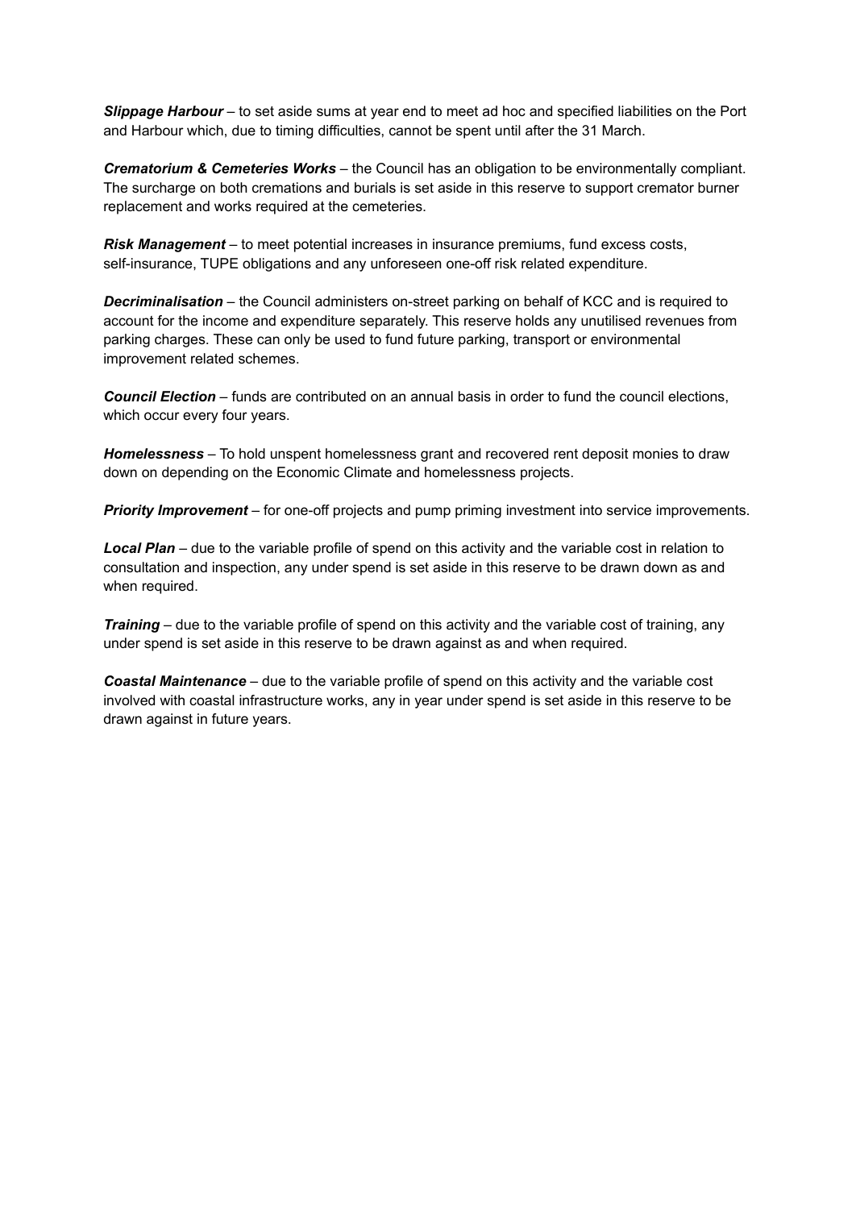***Slippage Harbour*** – to set aside sums at year end to meet ad hoc and specified liabilities on the Port and Harbour which, due to timing difficulties, cannot be spent until after the 31 March.

***Crematorium & Cemeteries Works*** – the Council has an obligation to be environmentally compliant. The surcharge on both cremations and burials is set aside in this reserve to support cremator burner replacement and works required at the cemeteries.

***Risk Management*** – to meet potential increases in insurance premiums, fund excess costs, self-insurance, TUPE obligations and any unforeseen one-off risk related expenditure.

***Decriminalisation*** – the Council administers on-street parking on behalf of KCC and is required to account for the income and expenditure separately. This reserve holds any unutilised revenues from parking charges. These can only be used to fund future parking, transport or environmental improvement related schemes.

***Council Election*** – funds are contributed on an annual basis in order to fund the council elections, which occur every four years.

***Homelessness*** – To hold unspent homelessness grant and recovered rent deposit monies to draw down on depending on the Economic Climate and homelessness projects.

***Priority Improvement*** – for one-off projects and pump priming investment into service improvements.

***Local Plan*** – due to the variable profile of spend on this activity and the variable cost in relation to consultation and inspection, any under spend is set aside in this reserve to be drawn down as and when required.

***Training*** – due to the variable profile of spend on this activity and the variable cost of training, any under spend is set aside in this reserve to be drawn against as and when required.

***Coastal Maintenance*** – due to the variable profile of spend on this activity and the variable cost involved with coastal infrastructure works, any in year under spend is set aside in this reserve to be drawn against in future years.